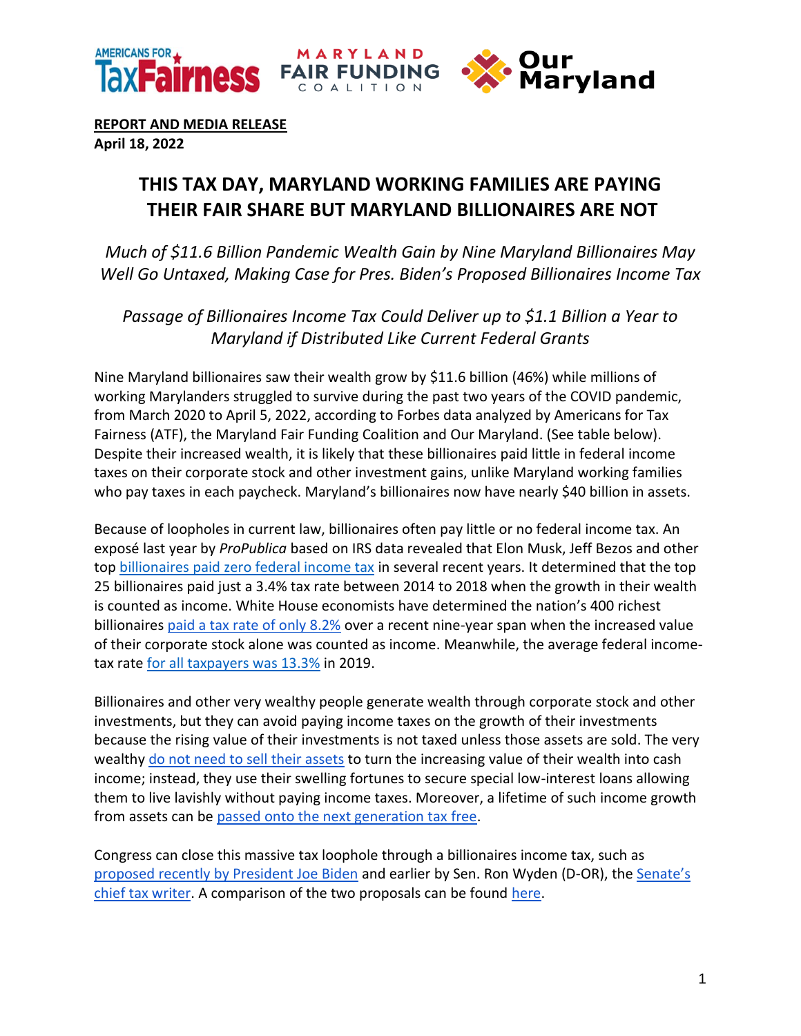**REPORT AND MEDIA RELEASE**
**April 18, 2022**

# THIS TAX DAY, MARYLAND WORKING FAMILIES ARE PAYING THEIR FAIR SHARE BUT MARYLAND BILLIONAIRES ARE NOT

*Much of $11.6 Billion Pandemic Wealth Gain by Nine Maryland Billionaires May Well Go Untaxed, Making Case for Pres. Biden's Proposed Billionaires Income Tax*

*Passage of Billionaires Income Tax Could Deliver up to $1.1 Billion a Year to Maryland if Distributed Like Current Federal Grants*

Nine Maryland billionaires saw their wealth grow by $11.6 billion (46%) while millions of working Marylanders struggled to survive during the past two years of the COVID pandemic, from March 2020 to April 5, 2022, according to Forbes data analyzed by Americans for Tax Fairness (ATF), the Maryland Fair Funding Coalition and Our Maryland. (See table below). Despite their increased wealth, it is likely that these billionaires paid little in federal income taxes on their corporate stock and other investment gains, unlike Maryland working families who pay taxes in each paycheck. Maryland's billionaires now have nearly $40 billion in assets.

Because of loopholes in current law, billionaires often pay little or no federal income tax. An exposé last year by *ProPublica* based on IRS data revealed that Elon Musk, Jeff Bezos and other top billionaires paid zero federal income tax in several recent years. It determined that the top 25 billionaires paid just a 3.4% tax rate between 2014 to 2018 when the growth in their wealth is counted as income. White House economists have determined the nation's 400 richest billionaires paid a tax rate of only 8.2% over a recent nine-year span when the increased value of their corporate stock alone was counted as income. Meanwhile, the average federal income-tax rate for all taxpayers was 13.3% in 2019.

Billionaires and other very wealthy people generate wealth through corporate stock and other investments, but they can avoid paying income taxes on the growth of their investments because the rising value of their investments is not taxed unless those assets are sold. The very wealthy do not need to sell their assets to turn the increasing value of their wealth into cash income; instead, they use their swelling fortunes to secure special low-interest loans allowing them to live lavishly without paying income taxes. Moreover, a lifetime of such income growth from assets can be passed onto the next generation tax free.

Congress can close this massive tax loophole through a billionaires income tax, such as proposed recently by President Joe Biden and earlier by Sen. Ron Wyden (D-OR), the Senate's chief tax writer. A comparison of the two proposals can be found here.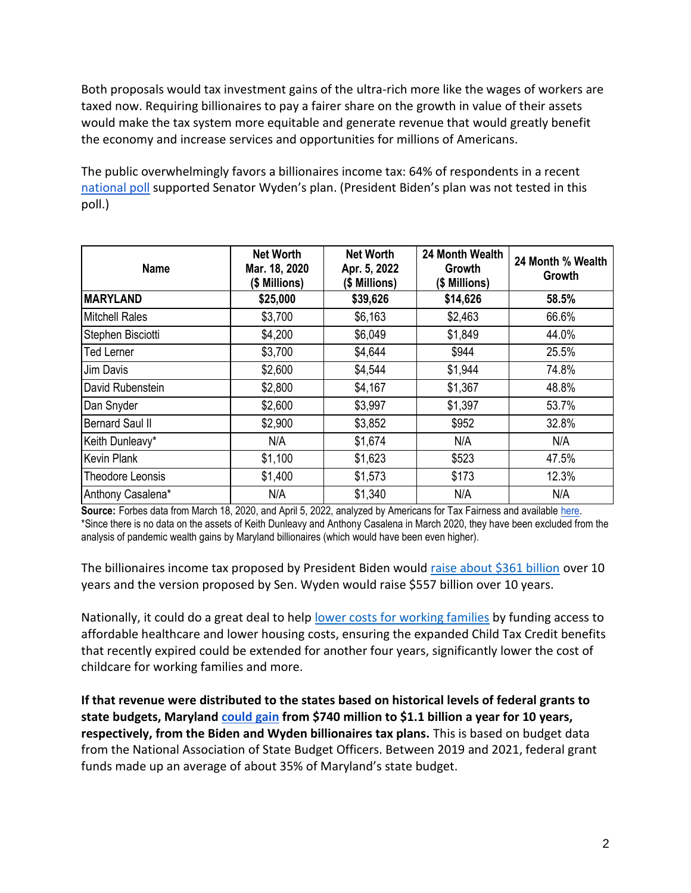Both proposals would tax investment gains of the ultra-rich more like the wages of workers are taxed now. Requiring billionaires to pay a fairer share on the growth in value of their assets would make the tax system more equitable and generate revenue that would greatly benefit the economy and increase services and opportunities for millions of Americans.

The public overwhelmingly favors a billionaires income tax: 64% of respondents in a recent national poll supported Senator Wyden's plan. (President Biden's plan was not tested in this poll.)

| Name | Net Worth Mar. 18, 2020 ($ Millions) | Net Worth Apr. 5, 2022 ($ Millions) | 24 Month Wealth Growth ($ Millions) | 24 Month % Wealth Growth |
|---|---|---|---|---|
| **MARYLAND** | **$25,000** | **$39,626** | **$14,626** | **58.5%** |
| Mitchell Rales | $3,700 | $6,163 | $2,463 | 66.6% |
| Stephen Bisciotti | $4,200 | $6,049 | $1,849 | 44.0% |
| Ted Lerner | $3,700 | $4,644 | $944 | 25.5% |
| Jim Davis | $2,600 | $4,544 | $1,944 | 74.8% |
| David Rubenstein | $2,800 | $4,167 | $1,367 | 48.8% |
| Dan Snyder | $2,600 | $3,997 | $1,397 | 53.7% |
| Bernard Saul II | $2,900 | $3,852 | $952 | 32.8% |
| Keith Dunleavy* | N/A | $1,674 | N/A | N/A |
| Kevin Plank | $1,100 | $1,623 | $523 | 47.5% |
| Theodore Leonsis | $1,400 | $1,573 | $173 | 12.3% |
| Anthony Casalena* | N/A | $1,340 | N/A | N/A |

**Source:** Forbes data from March 18, 2020, and April 5, 2022, analyzed by Americans for Tax Fairness and available here.
*Since there is no data on the assets of Keith Dunleavy and Anthony Casalena in March 2020, they have been excluded from the analysis of pandemic wealth gains by Maryland billionaires (which would have been even higher).

The billionaires income tax proposed by President Biden would raise about $361 billion over 10 years and the version proposed by Sen. Wyden would raise $557 billion over 10 years.

Nationally, it could do a great deal to help lower costs for working families by funding access to affordable healthcare and lower housing costs, ensuring the expanded Child Tax Credit benefits that recently expired could be extended for another four years, significantly lower the cost of childcare for working families and more.

**If that revenue were distributed to the states based on historical levels of federal grants to state budgets, Maryland could gain from $740 million to $1.1 billion a year for 10 years, respectively, from the Biden and Wyden billionaires tax plans.** This is based on budget data from the National Association of State Budget Officers. Between 2019 and 2021, federal grant funds made up an average of about 35% of Maryland's state budget.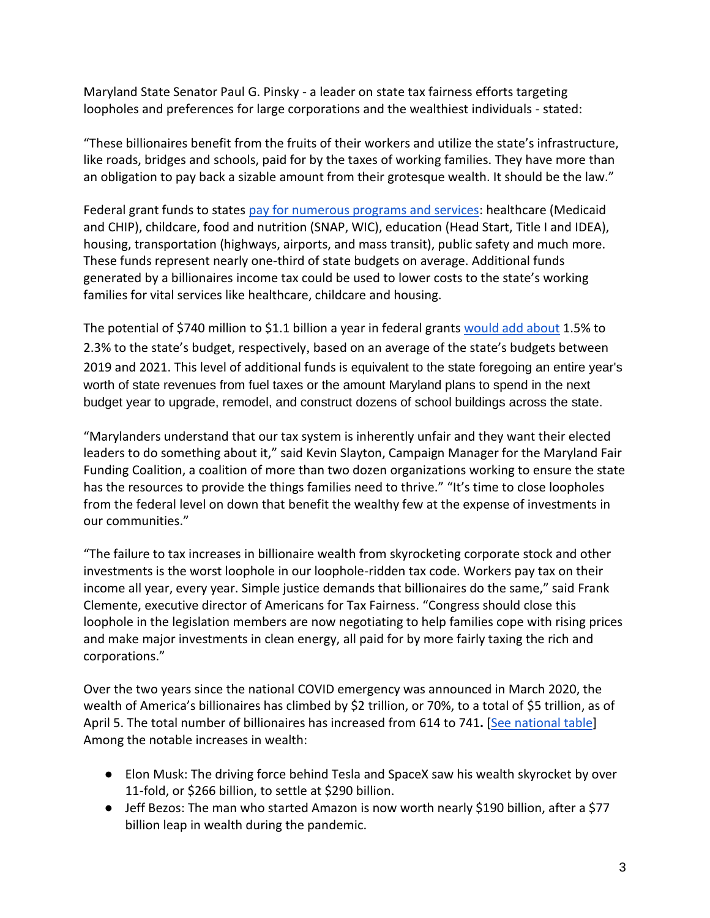Maryland State Senator Paul G. Pinsky - a leader on state tax fairness efforts targeting loopholes and preferences for large corporations and the wealthiest individuals - stated:

"These billionaires benefit from the fruits of their workers and utilize the state's infrastructure, like roads, bridges and schools, paid for by the taxes of working families. They have more than an obligation to pay back a sizable amount from their grotesque wealth. It should be the law."

Federal grant funds to states pay for numerous programs and services: healthcare (Medicaid and CHIP), childcare, food and nutrition (SNAP, WIC), education (Head Start, Title I and IDEA), housing, transportation (highways, airports, and mass transit), public safety and much more. These funds represent nearly one-third of state budgets on average. Additional funds generated by a billionaires income tax could be used to lower costs to the state's working families for vital services like healthcare, childcare and housing.

The potential of $740 million to $1.1 billion a year in federal grants would add about 1.5% to 2.3% to the state's budget, respectively, based on an average of the state's budgets between 2019 and 2021. This level of additional funds is equivalent to the state foregoing an entire year's worth of state revenues from fuel taxes or the amount Maryland plans to spend in the next budget year to upgrade, remodel, and construct dozens of school buildings across the state.

"Marylanders understand that our tax system is inherently unfair and they want their elected leaders to do something about it," said Kevin Slayton, Campaign Manager for the Maryland Fair Funding Coalition, a coalition of more than two dozen organizations working to ensure the state has the resources to provide the things families need to thrive." "It's time to close loopholes from the federal level on down that benefit the wealthy few at the expense of investments in our communities."

"The failure to tax increases in billionaire wealth from skyrocketing corporate stock and other investments is the worst loophole in our loophole-ridden tax code. Workers pay tax on their income all year, every year. Simple justice demands that billionaires do the same," said Frank Clemente, executive director of Americans for Tax Fairness. "Congress should close this loophole in the legislation members are now negotiating to help families cope with rising prices and make major investments in clean energy, all paid for by more fairly taxing the rich and corporations."

Over the two years since the national COVID emergency was announced in March 2020, the wealth of America's billionaires has climbed by $2 trillion, or 70%, to a total of $5 trillion, as of April 5. The total number of billionaires has increased from 614 to 741. [See national table] Among the notable increases in wealth:

- Elon Musk: The driving force behind Tesla and SpaceX saw his wealth skyrocket by over 11-fold, or $266 billion, to settle at $290 billion.
- Jeff Bezos: The man who started Amazon is now worth nearly $190 billion, after a $77 billion leap in wealth during the pandemic.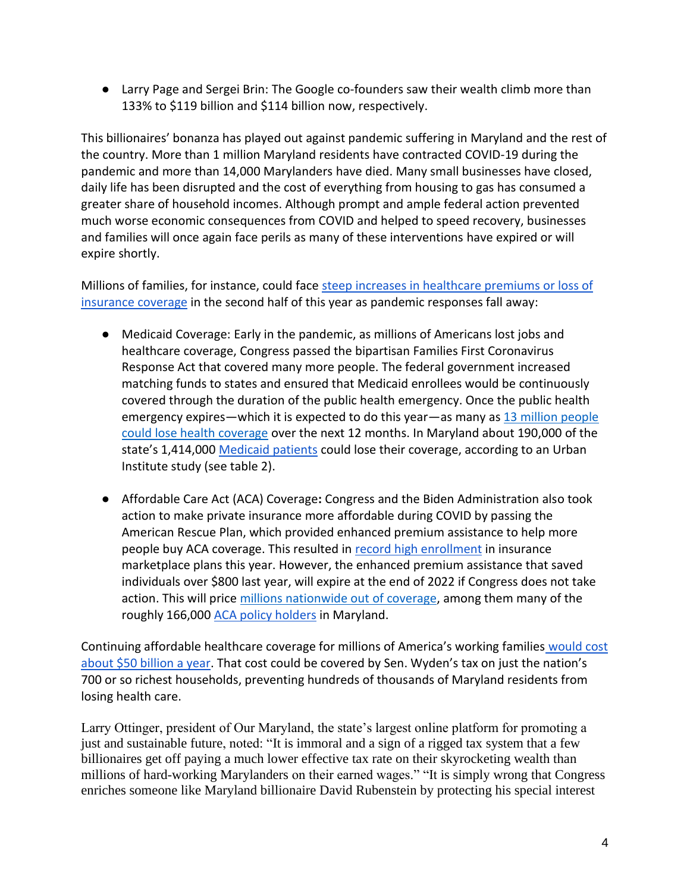- Larry Page and Sergei Brin: The Google co-founders saw their wealth climb more than 133% to $119 billion and $114 billion now, respectively.

This billionaires' bonanza has played out against pandemic suffering in Maryland and the rest of the country. More than 1 million Maryland residents have contracted COVID-19 during the pandemic and more than 14,000 Marylanders have died. Many small businesses have closed, daily life has been disrupted and the cost of everything from housing to gas has consumed a greater share of household incomes. Although prompt and ample federal action prevented much worse economic consequences from COVID and helped to speed recovery, businesses and families will once again face perils as many of these interventions have expired or will expire shortly.

Millions of families, for instance, could face steep increases in healthcare premiums or loss of insurance coverage in the second half of this year as pandemic responses fall away:

- Medicaid Coverage: Early in the pandemic, as millions of Americans lost jobs and healthcare coverage, Congress passed the bipartisan Families First Coronavirus Response Act that covered many more people. The federal government increased matching funds to states and ensured that Medicaid enrollees would be continuously covered through the duration of the public health emergency. Once the public health emergency expires—which it is expected to do this year—as many as 13 million people could lose health coverage over the next 12 months. In Maryland about 190,000 of the state's 1,414,000 Medicaid patients could lose their coverage, according to an Urban Institute study (see table 2).

- Affordable Care Act (ACA) Coverage**:** Congress and the Biden Administration also took action to make private insurance more affordable during COVID by passing the American Rescue Plan, which provided enhanced premium assistance to help more people buy ACA coverage. This resulted in record high enrollment in insurance marketplace plans this year. However, the enhanced premium assistance that saved individuals over $800 last year, will expire at the end of 2022 if Congress does not take action. This will price millions nationwide out of coverage, among them many of the roughly 166,000 ACA policy holders in Maryland.

Continuing affordable healthcare coverage for millions of America's working families would cost about $50 billion a year. That cost could be covered by Sen. Wyden's tax on just the nation's 700 or so richest households, preventing hundreds of thousands of Maryland residents from losing health care.

Larry Ottinger, president of Our Maryland, the state's largest online platform for promoting a just and sustainable future, noted: "It is immoral and a sign of a rigged tax system that a few billionaires get off paying a much lower effective tax rate on their skyrocketing wealth than millions of hard-working Marylanders on their earned wages." "It is simply wrong that Congress enriches someone like Maryland billionaire David Rubenstein by protecting his special interest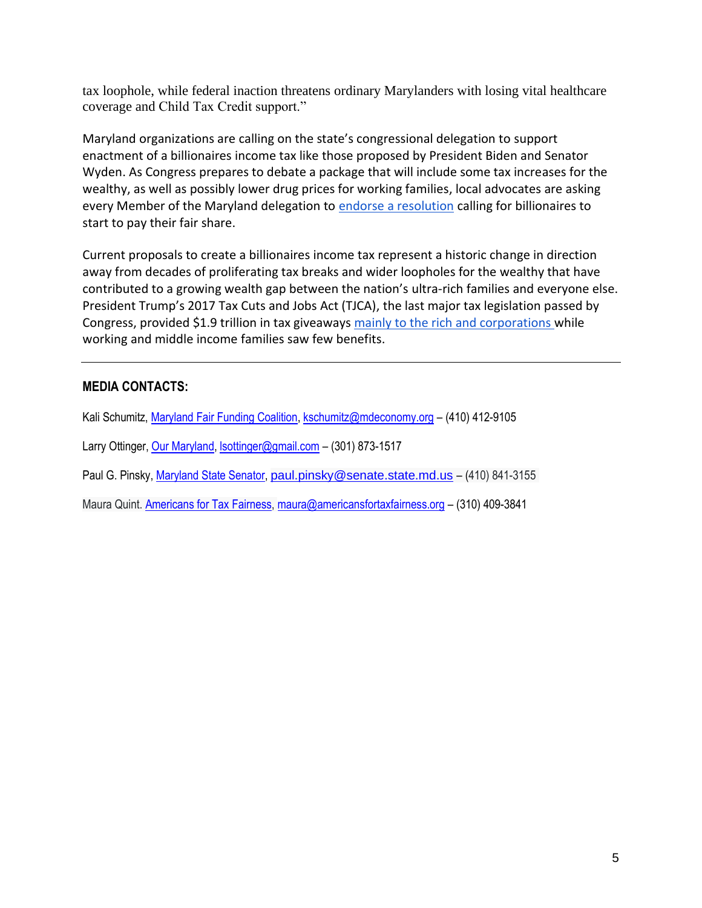tax loophole, while federal inaction threatens ordinary Marylanders with losing vital healthcare coverage and Child Tax Credit support."

Maryland organizations are calling on the state's congressional delegation to support enactment of a billionaires income tax like those proposed by President Biden and Senator Wyden. As Congress prepares to debate a package that will include some tax increases for the wealthy, as well as possibly lower drug prices for working families, local advocates are asking every Member of the Maryland delegation to endorse a resolution calling for billionaires to start to pay their fair share.

Current proposals to create a billionaires income tax represent a historic change in direction away from decades of proliferating tax breaks and wider loopholes for the wealthy that have contributed to a growing wealth gap between the nation's ultra-rich families and everyone else. President Trump's 2017 Tax Cuts and Jobs Act (TJCA), the last major tax legislation passed by Congress, provided $1.9 trillion in tax giveaways mainly to the rich and corporations while working and middle income families saw few benefits.

---

**MEDIA CONTACTS:**

Kali Schumitz, Maryland Fair Funding Coalition, kschumitz@mdeconomy.org – (410) 412-9105

Larry Ottinger, Our Maryland, lsottinger@gmail.com – (301) 873-1517

Paul G. Pinsky, Maryland State Senator, paul.pinsky@senate.state.md.us – (410) 841-3155

Maura Quint. Americans for Tax Fairness, maura@americansfortaxfairness.org – (310) 409-3841